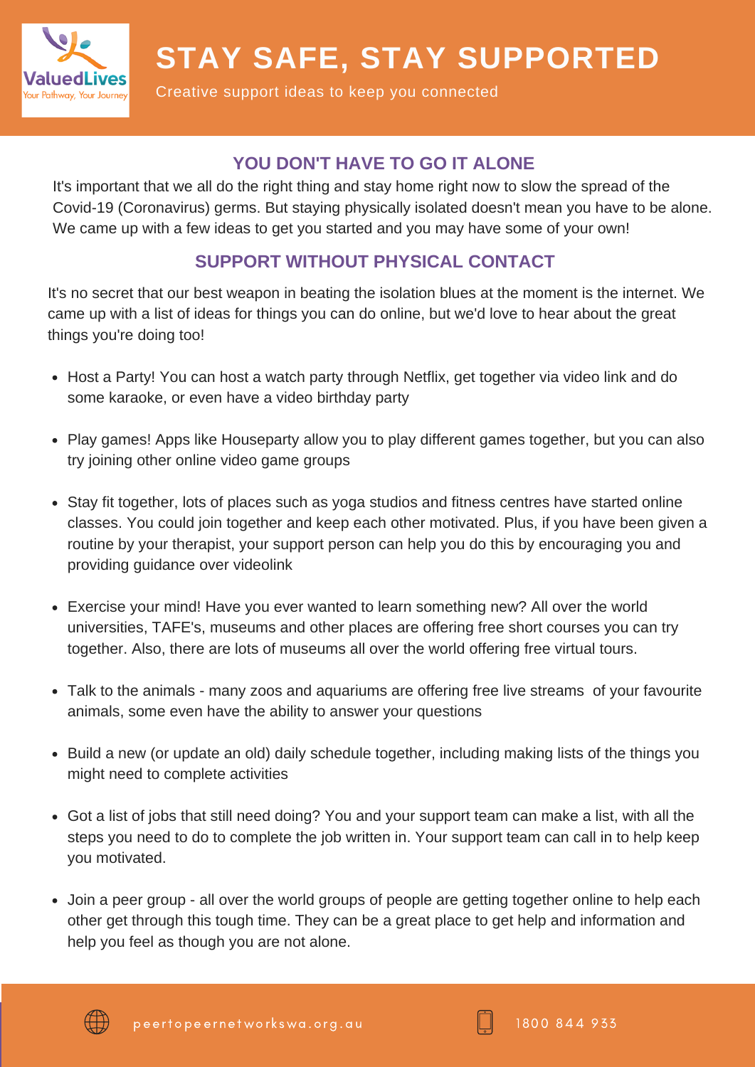ValuedLives
Your Pathway, Your Journey

# STAY SAFE, STAY SUPPORTED

Creative support ideas to keep you connected

## YOU DON'T HAVE TO GO IT ALONE

It's important that we all do the right thing and stay home right now to slow the spread of the Covid-19 (Coronavirus) germs. But staying physically isolated doesn't mean you have to be alone. We came up with a few ideas to get you started and you may have some of your own!

## SUPPORT WITHOUT PHYSICAL CONTACT

It's no secret that our best weapon in beating the isolation blues at the moment is the internet. We came up with a list of ideas for things you can do online, but we'd love to hear about the great things you're doing too!

- Host a Party! You can host a watch party through Netflix, get together via video link and do some karaoke, or even have a video birthday party
- Play games! Apps like Houseparty allow you to play different games together, but you can also try joining other online video game groups
- Stay fit together, lots of places such as yoga studios and fitness centres have started online classes. You could join together and keep each other motivated. Plus, if you have been given a routine by your therapist, your support person can help you do this by encouraging you and providing guidance over videolink
- Exercise your mind! Have you ever wanted to learn something new? All over the world universities, TAFE's, museums and other places are offering free short courses you can try together. Also, there are lots of museums all over the world offering free virtual tours.
- Talk to the animals - many zoos and aquariums are offering free live streams of your favourite animals, some even have the ability to answer your questions
- Build a new (or update an old) daily schedule together, including making lists of the things you might need to complete activities
- Got a list of jobs that still need doing? You and your support team can make a list, with all the steps you need to do to complete the job written in. Your support team can call in to help keep you motivated.
- Join a peer group - all over the world groups of people are getting together online to help each other get through this tough time. They can be a great place to get help and information and help you feel as though you are not alone.

peertopeernetworkswa.org.au

1800 844 933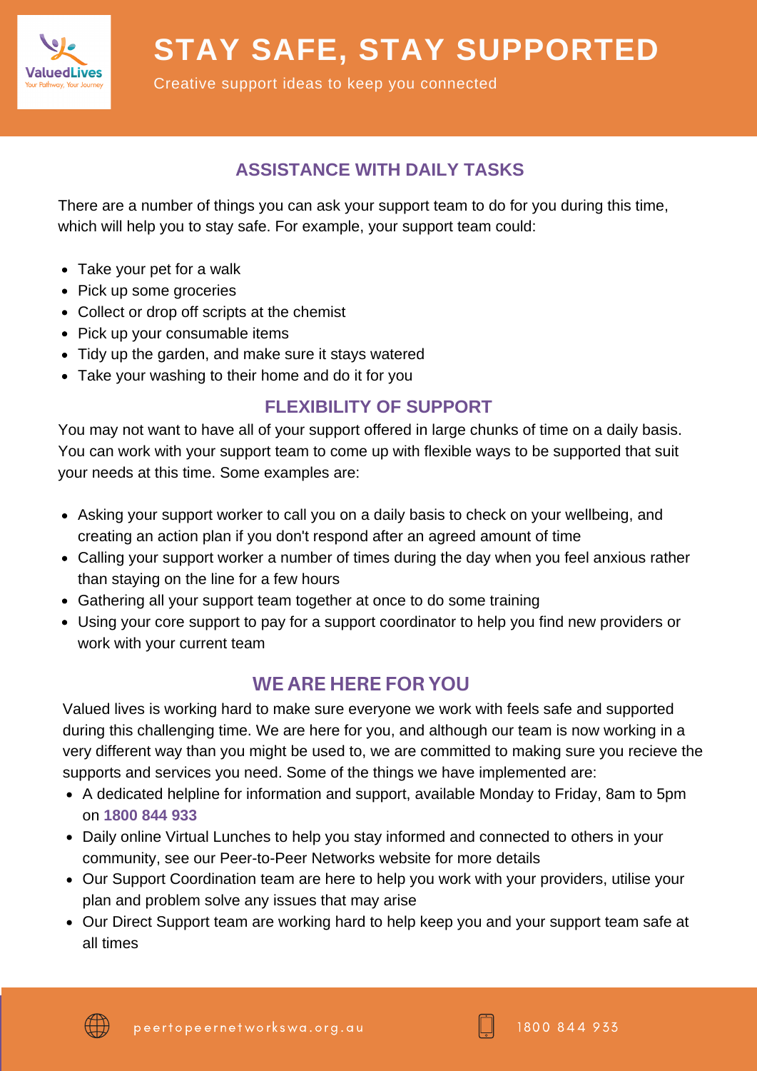# STAY SAFE, STAY SUPPORTED

Creative support ideas to keep you connected

## ASSISTANCE WITH DAILY TASKS

There are a number of things you can ask your support team to do for you during this time, which will help you to stay safe. For example, your support team could:

- Take your pet for a walk
- Pick up some groceries
- Collect or drop off scripts at the chemist
- Pick up your consumable items
- Tidy up the garden, and make sure it stays watered
- Take your washing to their home and do it for you

## FLEXIBILITY OF SUPPORT

You may not want to have all of your support offered in large chunks of time on a daily basis. You can work with your support team to come up with flexible ways to be supported that suit your needs at this time. Some examples are:

- Asking your support worker to call you on a daily basis to check on your wellbeing, and creating an action plan if you don't respond after an agreed amount of time
- Calling your support worker a number of times during the day when you feel anxious rather than staying on the line for a few hours
- Gathering all your support team together at once to do some training
- Using your core support to pay for a support coordinator to help you find new providers or work with your current team

## WE ARE HERE FOR YOU

Valued lives is working hard to make sure everyone we work with feels safe and supported during this challenging time. We are here for you, and although our team is now working in a very different way than you might be used to, we are committed to making sure you recieve the supports and services you need. Some of the things we have implemented are:

- A dedicated helpline for information and support, available Monday to Friday, 8am to 5pm on **1800 844 933**
- Daily online Virtual Lunches to help you stay informed and connected to others in your community, see our Peer-to-Peer Networks website for more details
- Our Support Coordination team are here to help you work with your providers, utilise your plan and problem solve any issues that may arise
- Our Direct Support team are working hard to help keep you and your support team safe at all times

peertopeernetworkswa.org.au

1800 844 933